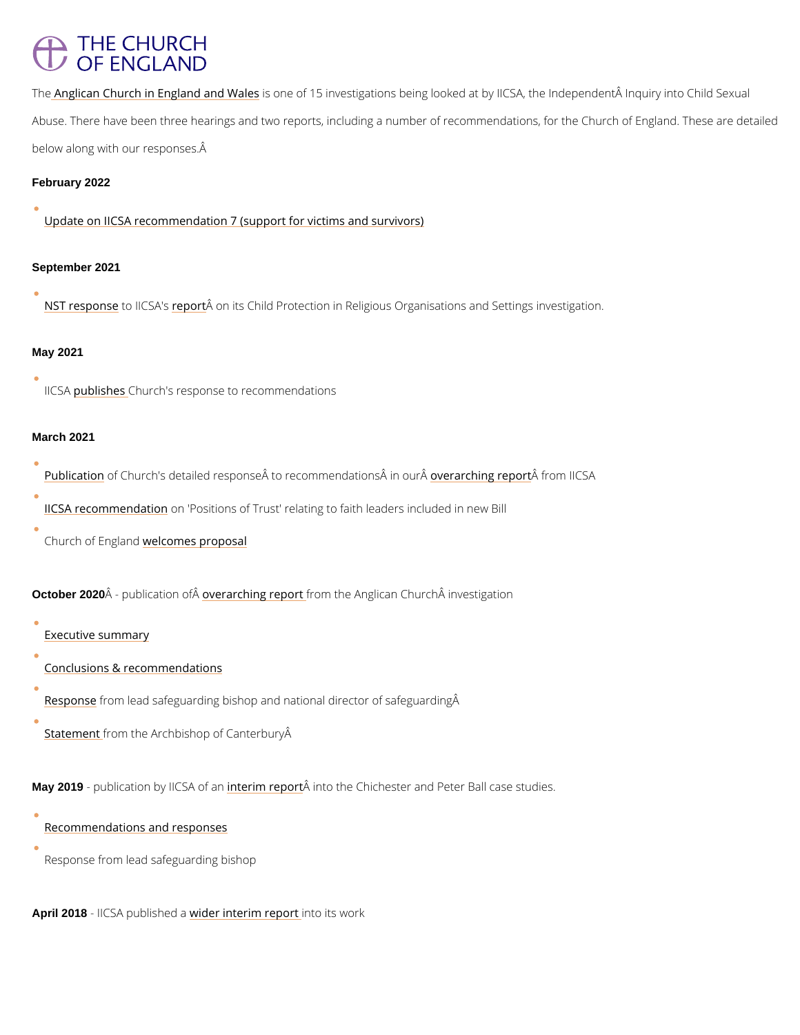# THE CHURCH OF ENGLAND

The Anglican Church in England and Wales is one of 15 investigations being looked at by IICSA, the Independent Inquiry into Child Sexual Abuse. There have been three hearings and two reports, including a number of recommendations, for the Church of England. These are detailed below along with our responses.

**February 2022**

- Update on IICSA recommendation 7 (support for victims and survivors)

**September 2021**

- NST response to IICSA's report on its Child Protection in Religious Organisations and Settings investigation.

**May 2021**

- IICSA publishes Church's response to recommendations

**March 2021**

- Publication of Church's detailed response to recommendations in our overarching report from IICSA
- IICSA recommendation on 'Positions of Trust' relating to faith leaders included in new Bill
- Church of England welcomes proposal

**October 2020** - publication of overarching report from the Anglican Church investigation

- Executive summary
- Conclusions & recommendations
- Response from lead safeguarding bishop and national director of safeguarding
- Statement from the Archbishop of Canterbury

**May 2019** - publication by IICSA of an interim report into the Chichester and Peter Ball case studies.

- Recommendations and responses
- Response from lead safeguarding bishop

**April 2018** - IICSA published a wider interim report into its work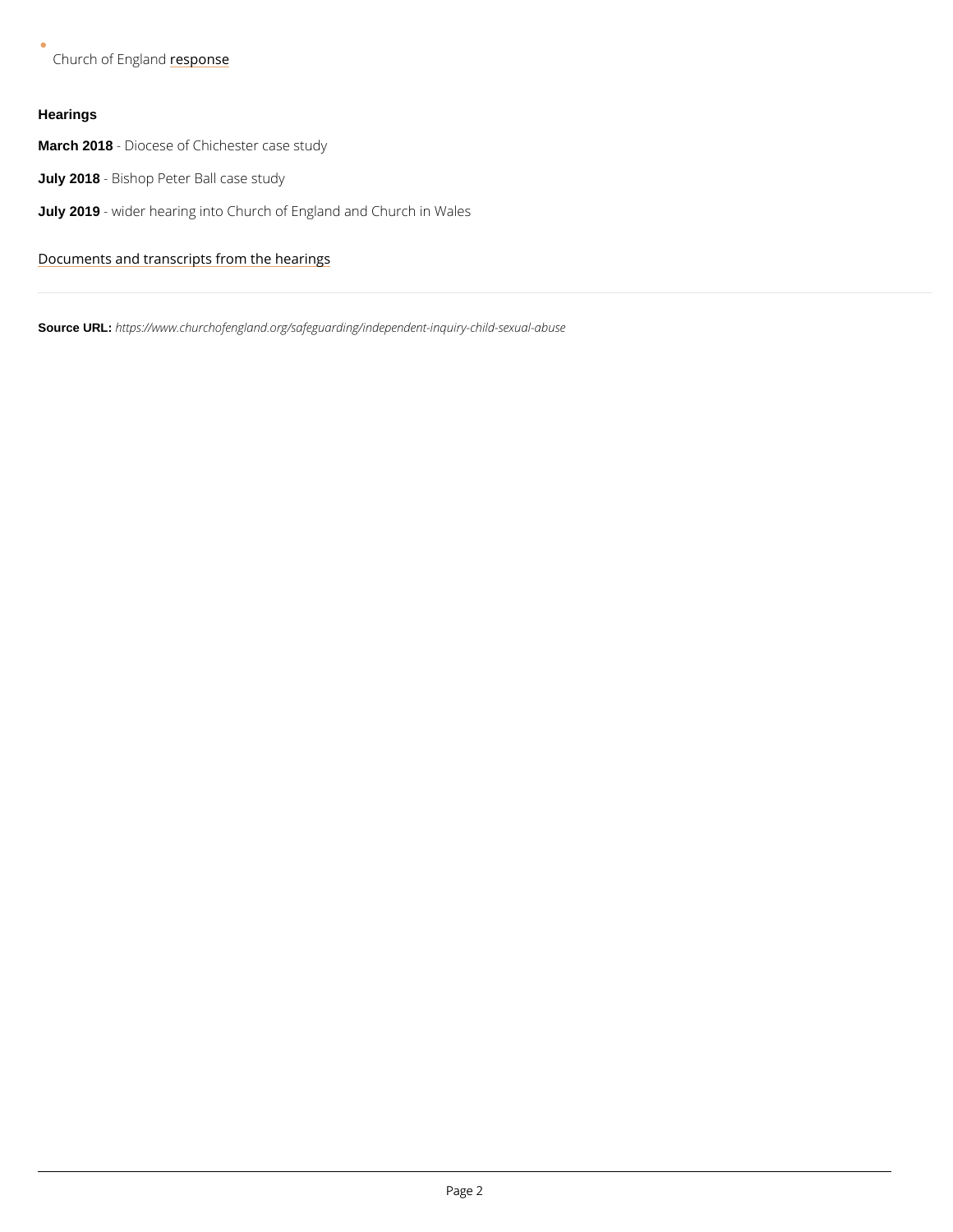- Church of England response

**Hearings**

**March 2018** - Diocese of Chichester case study

**July 2018** - Bishop Peter Ball case study

**July 2019** - wider hearing into Church of England and Church in Wales

Documents and transcripts from the hearings

---

**Source URL:** *https://www.churchofengland.org/safeguarding/independent-inquiry-child-sexual-abuse*